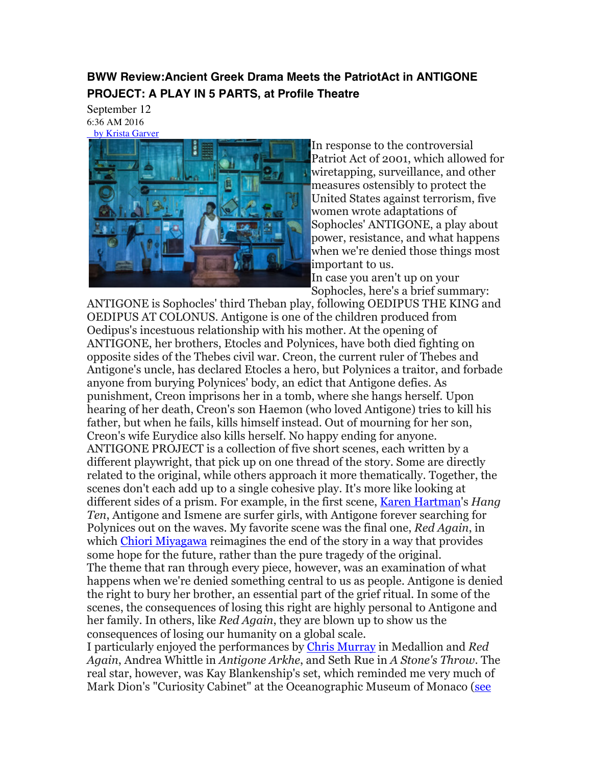### BWW Review:Ancient Greek Drama Meets the PatriotAct in ANTIGONE PROJECT: A PLAY IN 5 PARTS, at Profile Theatre

September 12
6:36 AM 2016
by Krista Garver

In response to the controversial Patriot Act of 2001, which allowed for wiretapping, surveillance, and other measures ostensibly to protect the United States against terrorism, five women wrote adaptations of Sophocles' ANTIGONE, a play about power, resistance, and what happens when we're denied those things most important to us.

In case you aren't up on your Sophocles, here's a brief summary: ANTIGONE is Sophocles' third Theban play, following OEDIPUS THE KING and OEDIPUS AT COLONUS. Antigone is one of the children produced from Oedipus's incestuous relationship with his mother. At the opening of ANTIGONE, her brothers, Etocles and Polynices, have both died fighting on opposite sides of the Thebes civil war. Creon, the current ruler of Thebes and Antigone's uncle, has declared Etocles a hero, but Polynices a traitor, and forbade anyone from burying Polynices' body, an edict that Antigone defies. As punishment, Creon imprisons her in a tomb, where she hangs herself. Upon hearing of her death, Creon's son Haemon (who loved Antigone) tries to kill his father, but when he fails, kills himself instead. Out of mourning for her son, Creon's wife Eurydice also kills herself. No happy ending for anyone.

ANTIGONE PROJECT is a collection of five short scenes, each written by a different playwright, that pick up on one thread of the story. Some are directly related to the original, while others approach it more thematically. Together, the scenes don't each add up to a single cohesive play. It's more like looking at different sides of a prism. For example, in the first scene, Karen Hartman's *Hang Ten*, Antigone and Ismene are surfer girls, with Antigone forever searching for Polynices out on the waves. My favorite scene was the final one, *Red Again*, in which Chiori Miyagawa reimagines the end of the story in a way that provides some hope for the future, rather than the pure tragedy of the original.

The theme that ran through every piece, however, was an examination of what happens when we're denied something central to us as people. Antigone is denied the right to bury her brother, an essential part of the grief ritual. In some of the scenes, the consequences of losing this right are highly personal to Antigone and her family. In others, like *Red Again*, they are blown up to show us the consequences of losing our humanity on a global scale.

I particularly enjoyed the performances by Chris Murray in Medallion and *Red Again*, Andrea Whittle in *Antigone Arkhe*, and Seth Rue in *A Stone's Throw*. The real star, however, was Kay Blankenship's set, which reminded me very much of Mark Dion's "Curiosity Cabinet" at the Oceanographic Museum of Monaco (see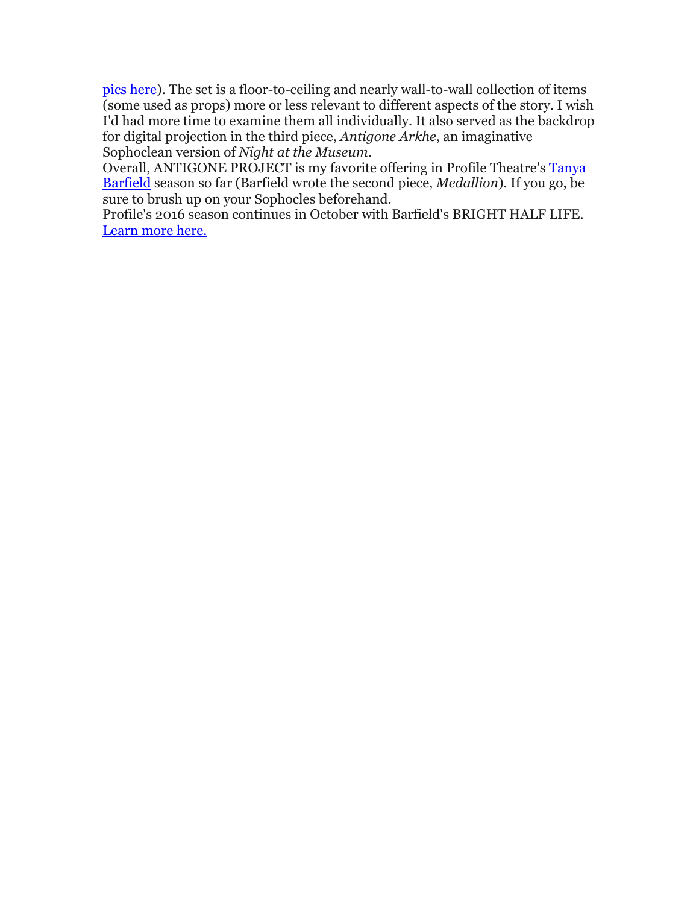pics here). The set is a floor-to-ceiling and nearly wall-to-wall collection of items (some used as props) more or less relevant to different aspects of the story. I wish I'd had more time to examine them all individually. It also served as the backdrop for digital projection in the third piece, *Antigone Arkhe*, an imaginative Sophoclean version of *Night at the Museum*.

Overall, ANTIGONE PROJECT is my favorite offering in Profile Theatre's Tanya Barfield season so far (Barfield wrote the second piece, *Medallion*). If you go, be sure to brush up on your Sophocles beforehand.

Profile's 2016 season continues in October with Barfield's BRIGHT HALF LIFE. Learn more here.